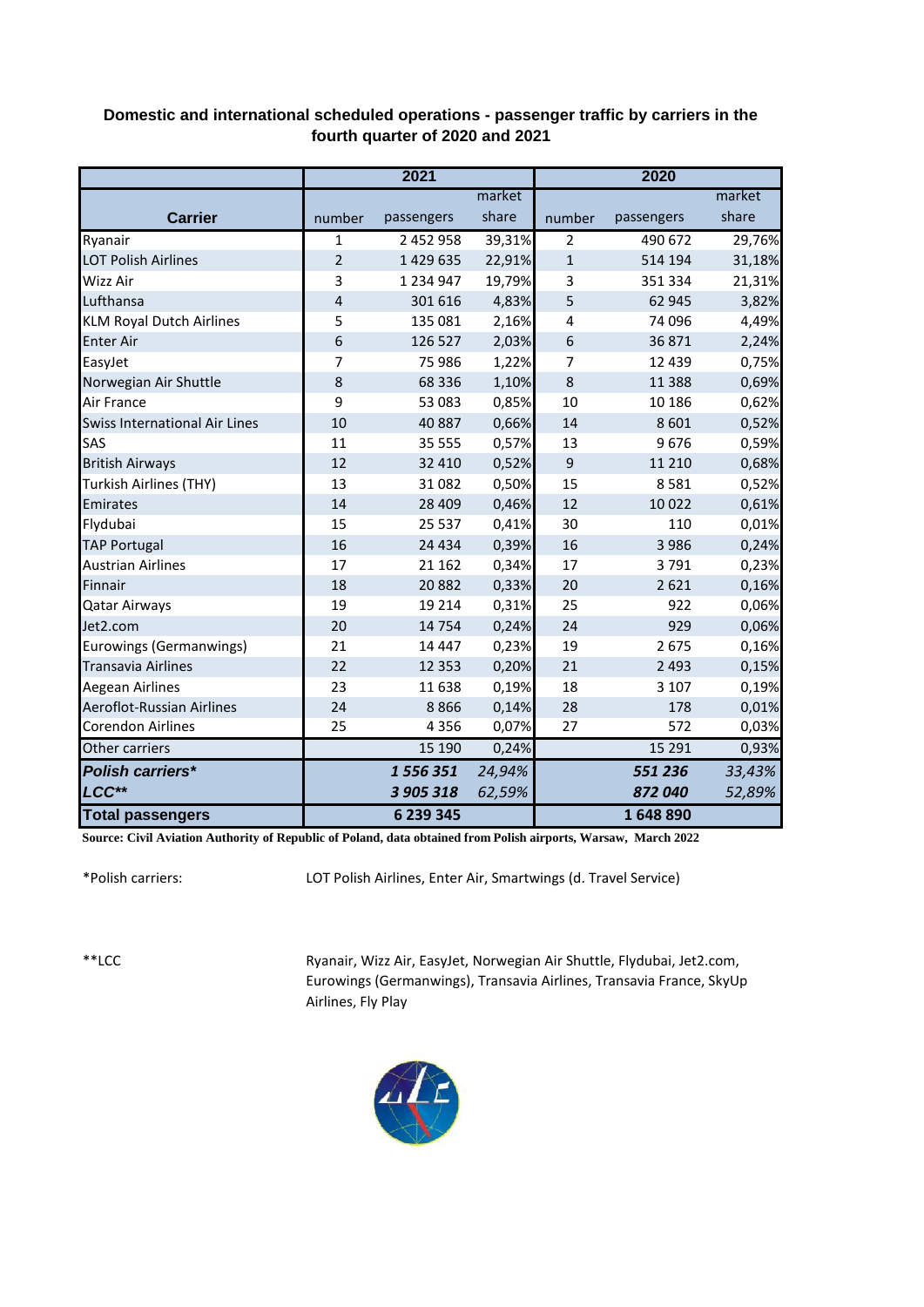# Domestic and international scheduled operations - passenger traffic by carriers in the fourth quarter of 2020 and 2021

| Carrier | 2021 | | | 2020 | | |
|---|---|---|---|---|---|---|
| | number | passengers | market share | number | passengers | market share |
| Ryanair | 1 | 2 452 958 | 39,31% | 2 | 490 672 | 29,76% |
| LOT Polish Airlines | 2 | 1 429 635 | 22,91% | 1 | 514 194 | 31,18% |
| Wizz Air | 3 | 1 234 947 | 19,79% | 3 | 351 334 | 21,31% |
| Lufthansa | 4 | 301 616 | 4,83% | 5 | 62 945 | 3,82% |
| KLM Royal Dutch Airlines | 5 | 135 081 | 2,16% | 4 | 74 096 | 4,49% |
| Enter Air | 6 | 126 527 | 2,03% | 6 | 36 871 | 2,24% |
| EasyJet | 7 | 75 986 | 1,22% | 7 | 12 439 | 0,75% |
| Norwegian Air Shuttle | 8 | 68 336 | 1,10% | 8 | 11 388 | 0,69% |
| Air France | 9 | 53 083 | 0,85% | 10 | 10 186 | 0,62% |
| Swiss International Air Lines | 10 | 40 887 | 0,66% | 14 | 8 601 | 0,52% |
| SAS | 11 | 35 555 | 0,57% | 13 | 9 676 | 0,59% |
| British Airways | 12 | 32 410 | 0,52% | 9 | 11 210 | 0,68% |
| Turkish Airlines (THY) | 13 | 31 082 | 0,50% | 15 | 8 581 | 0,52% |
| Emirates | 14 | 28 409 | 0,46% | 12 | 10 022 | 0,61% |
| Flydubai | 15 | 25 537 | 0,41% | 30 | 110 | 0,01% |
| TAP Portugal | 16 | 24 434 | 0,39% | 16 | 3 986 | 0,24% |
| Austrian Airlines | 17 | 21 162 | 0,34% | 17 | 3 791 | 0,23% |
| Finnair | 18 | 20 882 | 0,33% | 20 | 2 621 | 0,16% |
| Qatar Airways | 19 | 19 214 | 0,31% | 25 | 922 | 0,06% |
| Jet2.com | 20 | 14 754 | 0,24% | 24 | 929 | 0,06% |
| Eurowings (Germanwings) | 21 | 14 447 | 0,23% | 19 | 2 675 | 0,16% |
| Transavia Airlines | 22 | 12 353 | 0,20% | 21 | 2 493 | 0,15% |
| Aegean Airlines | 23 | 11 638 | 0,19% | 18 | 3 107 | 0,19% |
| Aeroflot-Russian Airlines | 24 | 8 866 | 0,14% | 28 | 178 | 0,01% |
| Corendon Airlines | 25 | 4 356 | 0,07% | 27 | 572 | 0,03% |
| Other carriers | | 15 190 | 0,24% | | 15 291 | 0,93% |
| ***Polish carriers**** | | ***1 556 351*** | *24,94%* | | ***551 236*** | *33,43%* |
| ***LCC***** | | ***3 905 318*** | *62,59%* | | ***872 040*** | *52,89%* |
| **Total passengers** | | **6 239 345** | | | **1 648 890** | |

**Source: Civil Aviation Authority of Republic of Poland, data obtained from Polish airports, Warsaw, March 2022**

*Polish carriers: LOT Polish Airlines, Enter Air, Smartwings (d. Travel Service)

**LCC Ryanair, Wizz Air, EasyJet, Norwegian Air Shuttle, Flydubai, Jet2.com, Eurowings (Germanwings), Transavia Airlines, Transavia France, SkyUp Airlines, Fly Play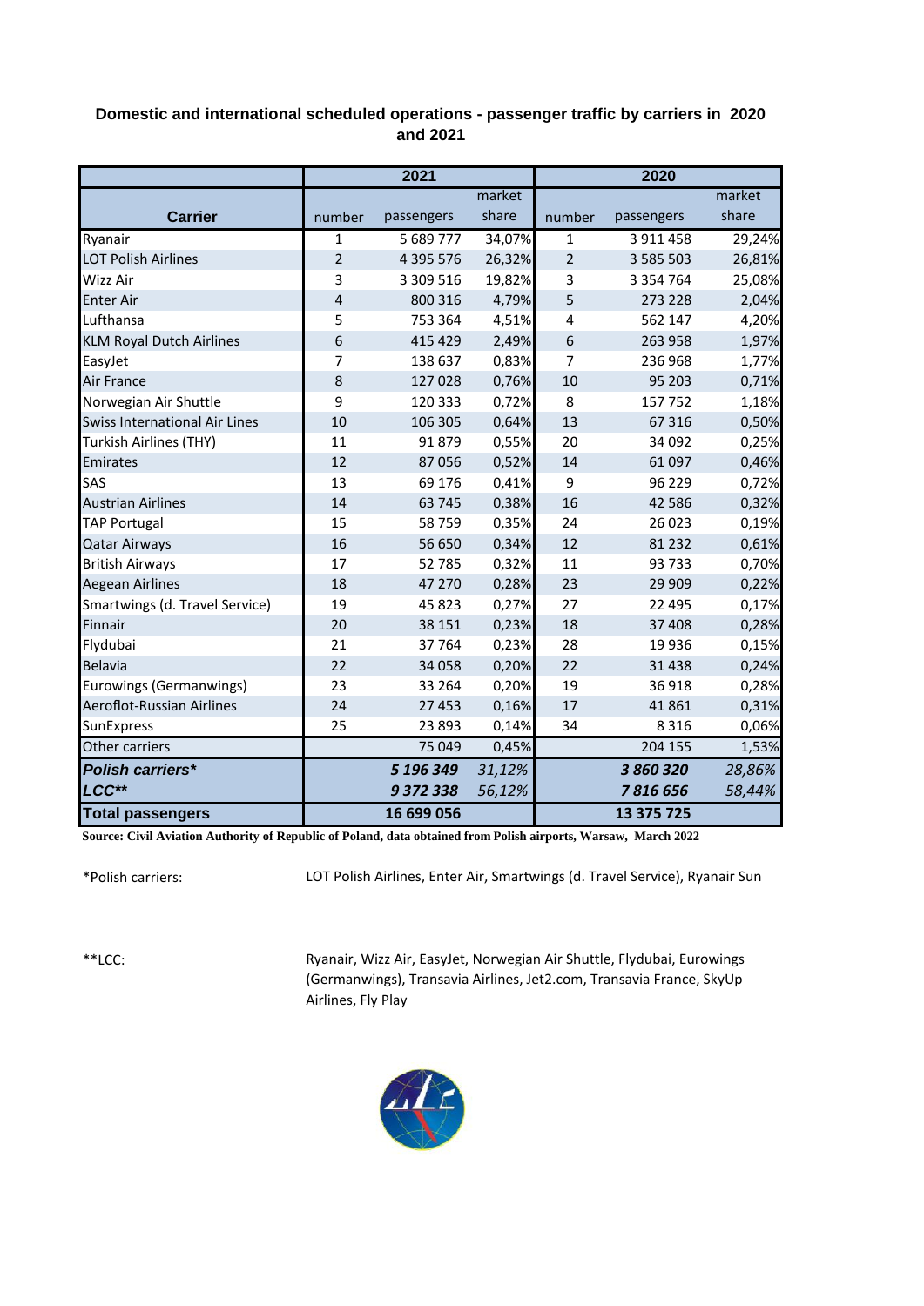**Domestic and international scheduled operations - passenger traffic by carriers in 2020 and 2021**

| Carrier | 2021 | | | 2020 | | |
|---|---|---|---|---|---|---|
| | number | passengers | market share | number | passengers | market share |
| Ryanair | 1 | 5 689 777 | 34,07% | 1 | 3 911 458 | 29,24% |
| LOT Polish Airlines | 2 | 4 395 576 | 26,32% | 2 | 3 585 503 | 26,81% |
| Wizz Air | 3 | 3 309 516 | 19,82% | 3 | 3 354 764 | 25,08% |
| Enter Air | 4 | 800 316 | 4,79% | 5 | 273 228 | 2,04% |
| Lufthansa | 5 | 753 364 | 4,51% | 4 | 562 147 | 4,20% |
| KLM Royal Dutch Airlines | 6 | 415 429 | 2,49% | 6 | 263 958 | 1,97% |
| EasyJet | 7 | 138 637 | 0,83% | 7 | 236 968 | 1,77% |
| Air France | 8 | 127 028 | 0,76% | 10 | 95 203 | 0,71% |
| Norwegian Air Shuttle | 9 | 120 333 | 0,72% | 8 | 157 752 | 1,18% |
| Swiss International Air Lines | 10 | 106 305 | 0,64% | 13 | 67 316 | 0,50% |
| Turkish Airlines (THY) | 11 | 91 879 | 0,55% | 20 | 34 092 | 0,25% |
| Emirates | 12 | 87 056 | 0,52% | 14 | 61 097 | 0,46% |
| SAS | 13 | 69 176 | 0,41% | 9 | 96 229 | 0,72% |
| Austrian Airlines | 14 | 63 745 | 0,38% | 16 | 42 586 | 0,32% |
| TAP Portugal | 15 | 58 759 | 0,35% | 24 | 26 023 | 0,19% |
| Qatar Airways | 16 | 56 650 | 0,34% | 12 | 81 232 | 0,61% |
| British Airways | 17 | 52 785 | 0,32% | 11 | 93 733 | 0,70% |
| Aegean Airlines | 18 | 47 270 | 0,28% | 23 | 29 909 | 0,22% |
| Smartwings (d. Travel Service) | 19 | 45 823 | 0,27% | 27 | 22 495 | 0,17% |
| Finnair | 20 | 38 151 | 0,23% | 18 | 37 408 | 0,28% |
| Flydubai | 21 | 37 764 | 0,23% | 28 | 19 936 | 0,15% |
| Belavia | 22 | 34 058 | 0,20% | 22 | 31 438 | 0,24% |
| Eurowings (Germanwings) | 23 | 33 264 | 0,20% | 19 | 36 918 | 0,28% |
| Aeroflot-Russian Airlines | 24 | 27 453 | 0,16% | 17 | 41 861 | 0,31% |
| SunExpress | 25 | 23 893 | 0,14% | 34 | 8 316 | 0,06% |
| Other carriers | | 75 049 | 0,45% | | 204 155 | 1,53% |
| ***Polish carriers**** | | ***5 196 349*** | *31,12%* | | ***3 860 320*** | *28,86%* |
| ***LCC***** | | ***9 372 338*** | *56,12%* | | ***7 816 656*** | *58,44%* |
| **Total passengers** | | **16 699 056** | | | **13 375 725** | |

**Source: Civil Aviation Authority of Republic of Poland, data obtained from Polish airports, Warsaw, March 2022**

*Polish carriers: LOT Polish Airlines, Enter Air, Smartwings (d. Travel Service), Ryanair Sun

**LCC: Ryanair, Wizz Air, EasyJet, Norwegian Air Shuttle, Flydubai, Eurowings (Germanwings), Transavia Airlines, Jet2.com, Transavia France, SkyUp Airlines, Fly Play